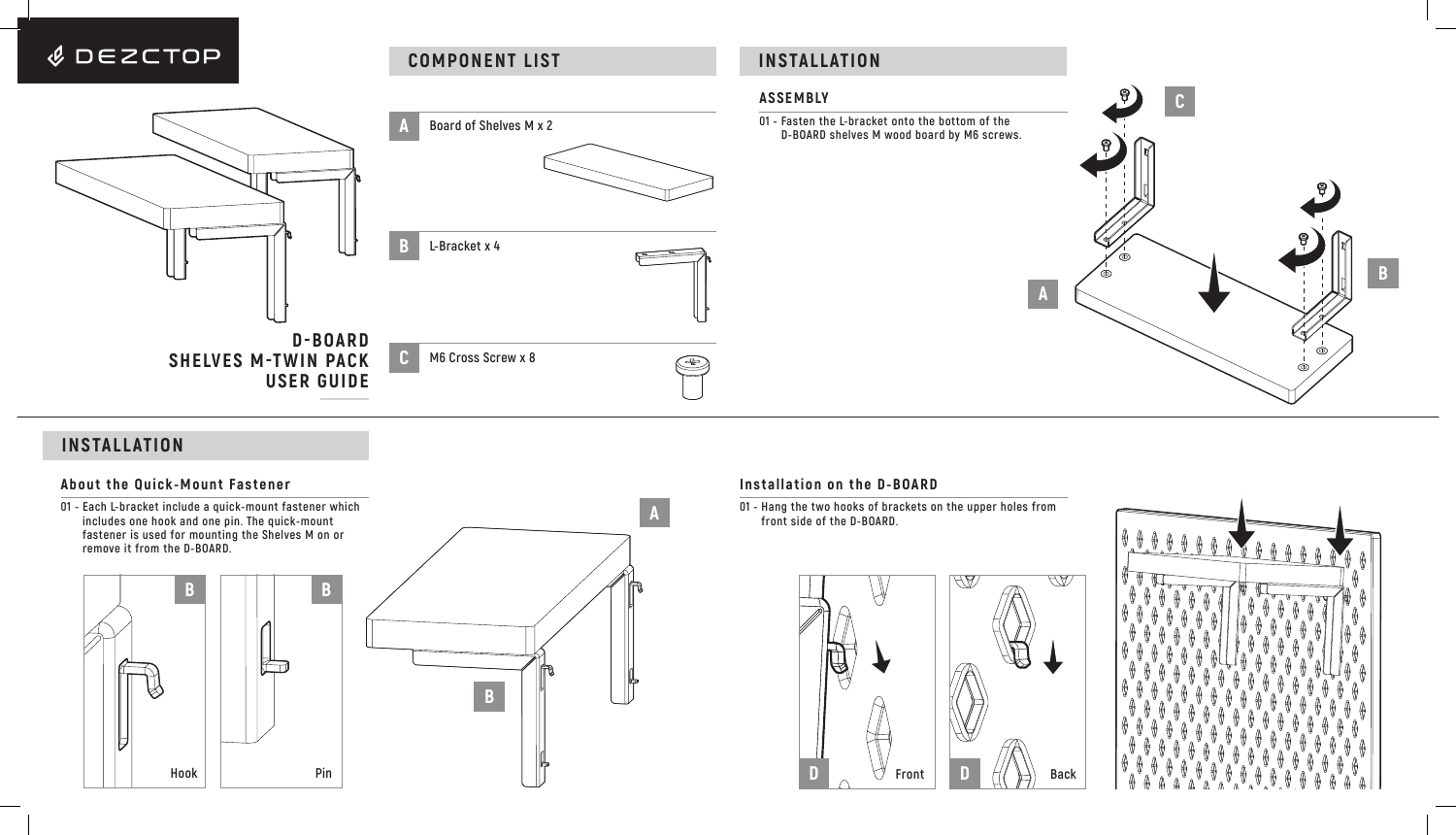DEZCTOP

# D-BOARD SHELVES M-TWIN PACK USER GUIDE

## COMPONENT LIST

- **A** Board of Shelves M x 2
- **B** L-Bracket x 4
- **C** M6 Cross Screw x 8

## INSTALLATION

### ASSEMBLY

01 - Fasten the L-bracket onto the bottom of the D-BOARD shelves M wood board by M6 screws.

## INSTALLATION

### About the Quick-Mount Fastener

01 - Each L-bracket include a quick-mount fastener which includes one hook and one pin. The quick-mount fastener is used for mounting the Shelves M on or remove it from the D-BOARD.

Hook

Pin

### Installation on the D-BOARD

01 - Hang the two hooks of brackets on the upper holes from front side of the D-BOARD.

Front

Back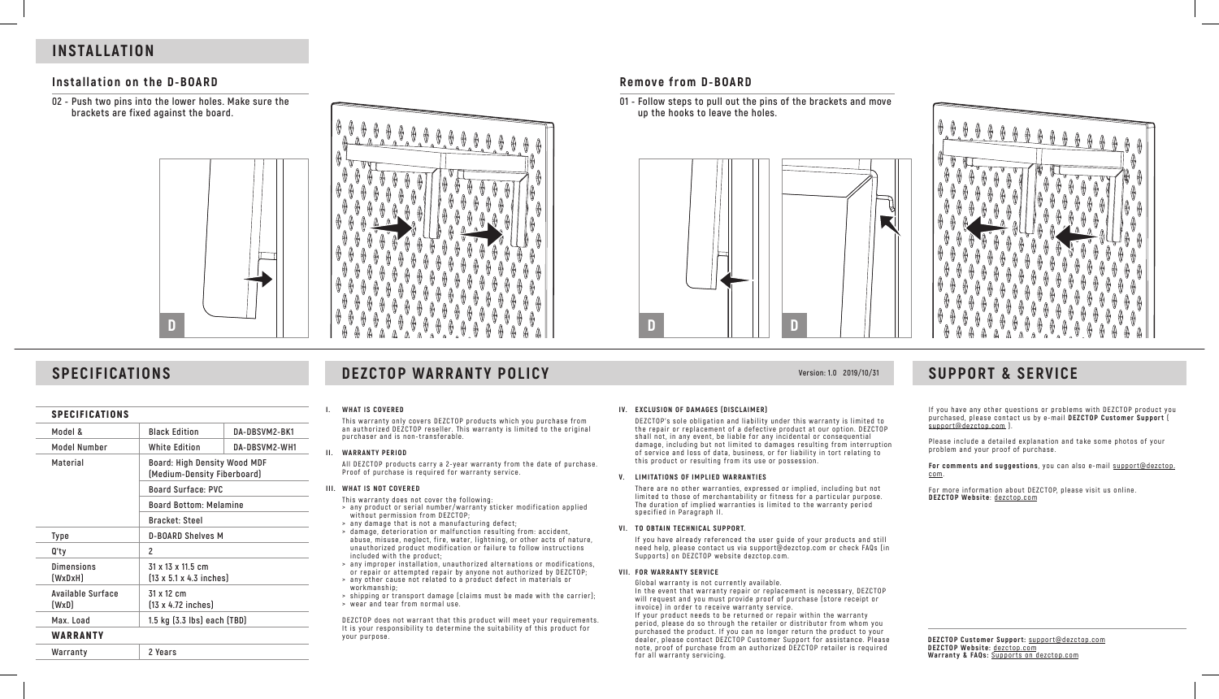## INSTALLATION

### Installation on the D-BOARD

02 - Push two pins into the lower holes. Make sure the brackets are fixed against the board.

D

### Remove from D-BOARD

01 - Follow steps to pull out the pins of the brackets and move up the hooks to leave the holes.

D

D

## SPECIFICATIONS

| SPECIFICATIONS | | |
|---|---|---|
| Model & | Black Edition | DA-DBSVM2-BK1 |
| Model Number | White Edition | DA-DBSVM2-WH1 |
| Material | Board: High Density Wood MDF (Medium-Density Fiberboard) | |
| | Board Surface: PVC | |
| | Board Bottom: Melamine | |
| | Bracket: Steel | |
| Type | D-BOARD Shelves M | |
| Q'ty | 2 | |
| Dimensions (WxDxH) | 31 x 13 x 11.5 cm (13 x 5.1 x 4.3 inches) | |
| Available Surface (WxD) | 31 x 12 cm (13 x 4.72 inches) | |
| Max. Load | 1.5 kg (3.3 lbs) each (TBD) | |
| **WARRANTY** | | |
| Warranty | 2 Years | |

## DEZCTOP WARRANTY POLICY

Version: 1.0 2019/10/31

**I. WHAT IS COVERED**

This warranty only covers DEZCTOP products which you purchase from an authorized DEZCTOP reseller. This warranty is limited to the original purchaser and is non-transferable.

**II. WARRANTY PERIOD**

All DEZCTOP products carry a 2-year warranty from the date of purchase. Proof of purchase is required for warranty service.

**III. WHAT IS NOT COVERED**

This warranty does not cover the following:

> any product or serial number/warranty sticker modification applied without permission from DEZCTOP;
> any damage that is not a manufacturing defect;
> damage, deterioration or malfunction resulting from: accident, abuse, misuse, neglect, fire, water, lightning, or other acts of nature, unauthorized product modification or failure to follow instructions included with the product;
> any improper installation, unauthorized alternations or modifications, or repair or attempted repair by anyone not authorized by DEZCTOP;
> any other cause not related to a product defect in materials or workmanship;
> shipping or transport damage (claims must be made with the carrier);
> wear and tear from normal use.

DEZCTOP does not warrant that this product will meet your requirements. It is your responsibility to determine the suitability of this product for your purpose.

**IV. EXCLUSION OF DAMAGES (DISCLAIMER)**

DEZCTOP's sole obligation and liability under this warranty is limited to the repair or replacement of a defective product at our option. DEZCTOP shall not, in any event, be liable for any incidental or consequential damage, including but not limited to damages resulting from interruption of service and loss of data, business, or for liability in tort relating to this product or resulting from its use or possession.

**V. LIMITATIONS OF IMPLIED WARRANTIES**

There are no other warranties, expressed or implied, including but not limited to those of merchantability or fitness for a particular purpose. The duration of implied warranties is limited to the warranty period specified in Paragraph II.

**VI. TO OBTAIN TECHNICAL SUPPORT.**

If you have already referenced the user guide of your products and still need help, please contact us via support@dezctop.com or check FAQs (in Supports) on DEZCTOP website dezctop.com.

**VII. FOR WARRANTY SERVICE**

Global warranty is not currently available.
In the event that warranty repair or replacement is necessary, DEZCTOP will request and you must provide proof of purchase (store receipt or invoice) in order to receive warranty service.
If your product needs to be returned or repair within the warranty period, please do so through the retailer or distributor from whom you purchased the product. If you can no longer return the product to your dealer, please contact DEZCTOP Customer Support for assistance. Please note, proof of purchase from an authorized DEZCTOP retailer is required for all warranty servicing.

## SUPPORT & SERVICE

If you have any other questions or problems with DEZCTOP product you purchased, please contact us by e-mail **DEZCTOP Customer Support** ( support@dezctop.com ).

Please include a detailed explanation and take some photos of your problem and your proof of purchase.

**For comments and suggestions**, you can also e-mail support@dezctop.com.

For more information about DEZCTOP, please visit us online.
**DEZCTOP Website:** dezctop.com

**DEZCTOP Customer Support:** support@dezctop.com
**DEZCTOP Website:** dezctop.com
**Warranty & FAQs:** Supports on dezctop.com